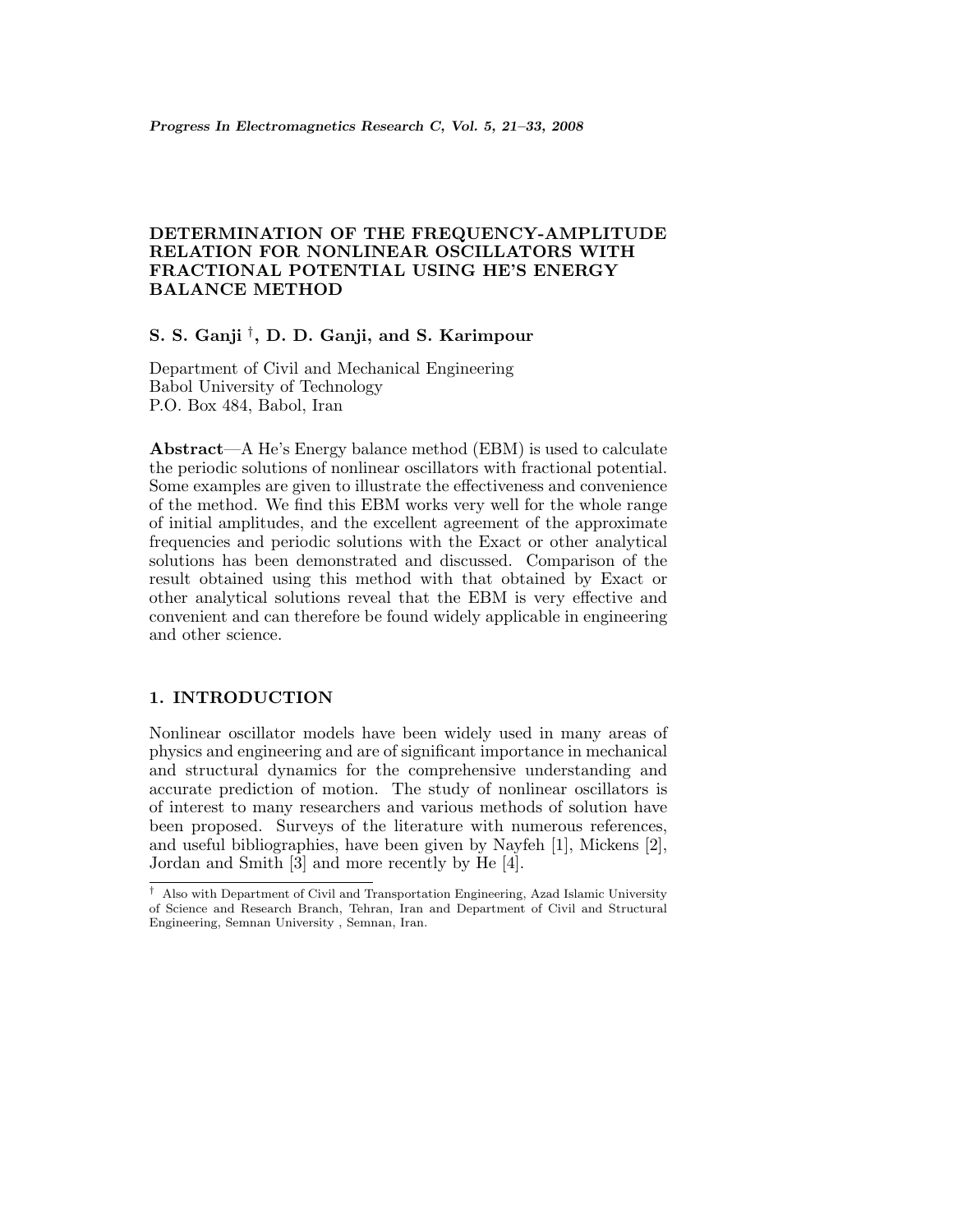# DETERMINATION OF THE FREQUENCY-AMPLITUDE RELATION FOR NONLINEAR OSCILLATORS WITH FRACTIONAL POTENTIAL USING HE'S ENERGY BALANCE METHOD

**S. S. Ganji †, D. D. Ganji, and S. Karimpour**

Department of Civil and Mechanical Engineering
Babol University of Technology
P.O. Box 484, Babol, Iran

**Abstract**—A He's Energy balance method (EBM) is used to calculate the periodic solutions of nonlinear oscillators with fractional potential. Some examples are given to illustrate the effectiveness and convenience of the method. We find this EBM works very well for the whole range of initial amplitudes, and the excellent agreement of the approximate frequencies and periodic solutions with the Exact or other analytical solutions has been demonstrated and discussed. Comparison of the result obtained using this method with that obtained by Exact or other analytical solutions reveal that the EBM is very effective and convenient and can therefore be found widely applicable in engineering and other science.

## 1. INTRODUCTION

Nonlinear oscillator models have been widely used in many areas of physics and engineering and are of significant importance in mechanical and structural dynamics for the comprehensive understanding and accurate prediction of motion. The study of nonlinear oscillators is of interest to many researchers and various methods of solution have been proposed. Surveys of the literature with numerous references, and useful bibliographies, have been given by Nayfeh [1], Mickens [2], Jordan and Smith [3] and more recently by He [4].

† Also with Department of Civil and Transportation Engineering, Azad Islamic University of Science and Research Branch, Tehran, Iran and Department of Civil and Structural Engineering, Semnan University , Semnan, Iran.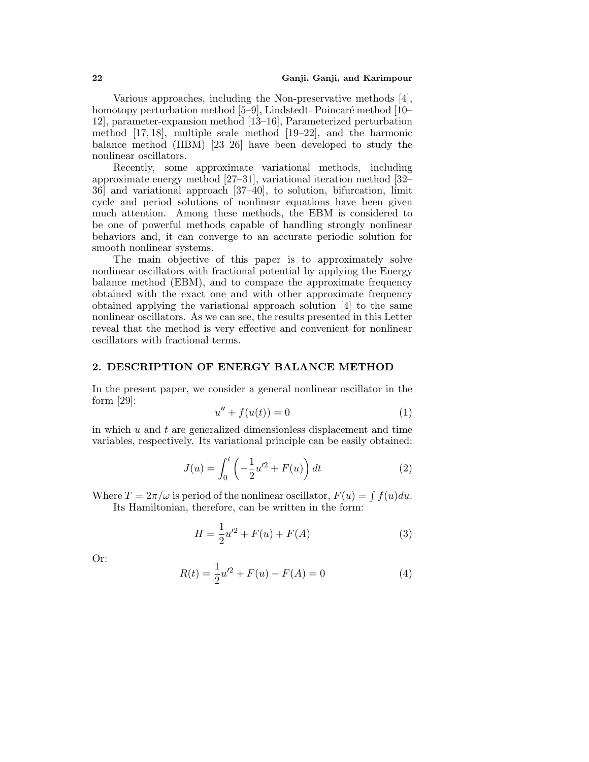Various approaches, including the Non-preservative methods [4], homotopy perturbation method [5–9], Lindstedt- Poincaré method [10–12], parameter-expansion method [13–16], Parameterized perturbation method [17, 18], multiple scale method [19–22], and the harmonic balance method (HBM) [23–26] have been developed to study the nonlinear oscillators.

Recently, some approximate variational methods, including approximate energy method [27–31], variational iteration method [32–36] and variational approach [37–40], to solution, bifurcation, limit cycle and period solutions of nonlinear equations have been given much attention. Among these methods, the EBM is considered to be one of powerful methods capable of handling strongly nonlinear behaviors and, it can converge to an accurate periodic solution for smooth nonlinear systems.

The main objective of this paper is to approximately solve nonlinear oscillators with fractional potential by applying the Energy balance method (EBM), and to compare the approximate frequency obtained with the exact one and with other approximate frequency obtained applying the variational approach solution [4] to the same nonlinear oscillators. As we can see, the results presented in this Letter reveal that the method is very effective and convenient for nonlinear oscillators with fractional terms.

## 2. DESCRIPTION OF ENERGY BALANCE METHOD

In the present paper, we consider a general nonlinear oscillator in the form [29]:

$$u'' + f(u(t)) = 0 \tag{1}$$

in which $u$ and $t$ are generalized dimensionless displacement and time variables, respectively. Its variational principle can be easily obtained:

$$J(u) = \int_0^t \left( -\frac{1}{2}u'^2 + F(u) \right) dt \tag{2}$$

Where $T = 2\pi/\omega$ is period of the nonlinear oscillator, $F(u) = \int f(u)du$.

Its Hamiltonian, therefore, can be written in the form:

$$H = \frac{1}{2}u'^2 + F(u) + F(A) \tag{3}$$

Or:

$$R(t) = \frac{1}{2}u'^2 + F(u) - F(A) = 0 \tag{4}$$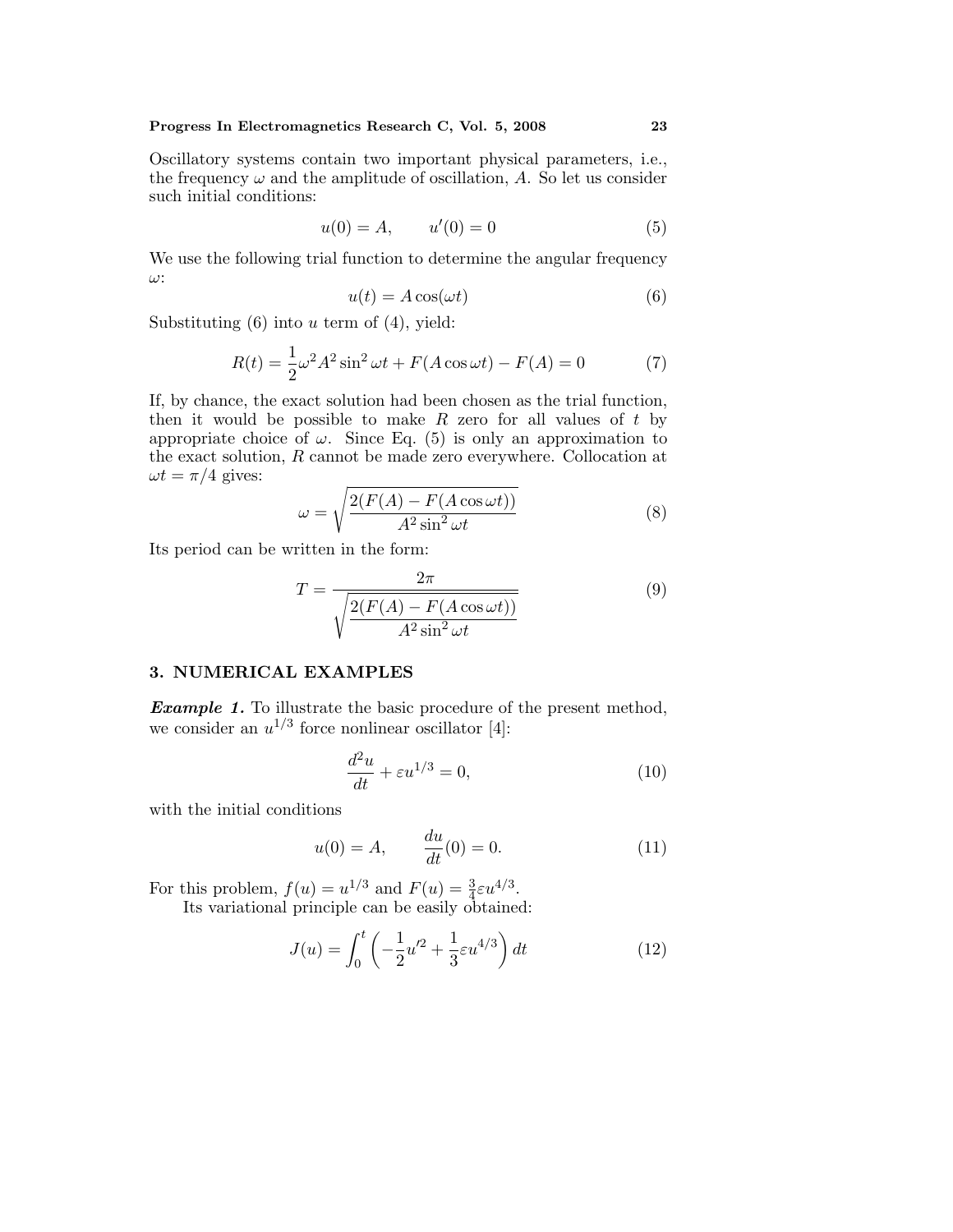Oscillatory systems contain two important physical parameters, i.e., the frequency $\omega$ and the amplitude of oscillation, $A$. So let us consider such initial conditions:

$$u(0) = A, \qquad u'(0) = 0 \tag{5}$$

We use the following trial function to determine the angular frequency $\omega$:

$$u(t) = A\cos(\omega t) \tag{6}$$

Substituting (6) into $u$ term of (4), yield:

$$R(t) = \frac{1}{2}\omega^2 A^2 \sin^2 \omega t + F(A\cos\omega t) - F(A) = 0 \tag{7}$$

If, by chance, the exact solution had been chosen as the trial function, then it would be possible to make $R$ zero for all values of $t$ by appropriate choice of $\omega$. Since Eq. (5) is only an approximation to the exact solution, $R$ cannot be made zero everywhere. Collocation at $\omega t = \pi/4$ gives:

$$\omega = \sqrt{\frac{2(F(A) - F(A\cos\omega t))}{A^2 \sin^2 \omega t}} \tag{8}$$

Its period can be written in the form:

$$T = \frac{2\pi}{\sqrt{\dfrac{2(F(A) - F(A\cos\omega t))}{A^2 \sin^2 \omega t}}} \tag{9}$$

## 3. NUMERICAL EXAMPLES

***Example 1.*** To illustrate the basic procedure of the present method, we consider an $u^{1/3}$ force nonlinear oscillator [4]:

$$\frac{d^2u}{dt} + \varepsilon u^{1/3} = 0, \tag{10}$$

with the initial conditions

$$u(0) = A, \qquad \frac{du}{dt}(0) = 0. \tag{11}$$

For this problem, $f(u) = u^{1/3}$ and $F(u) = \frac{3}{4}\varepsilon u^{4/3}$.

Its variational principle can be easily obtained:

$$J(u) = \int_0^t \left( -\frac{1}{2}u'^2 + \frac{1}{3}\varepsilon u^{4/3} \right) dt \tag{12}$$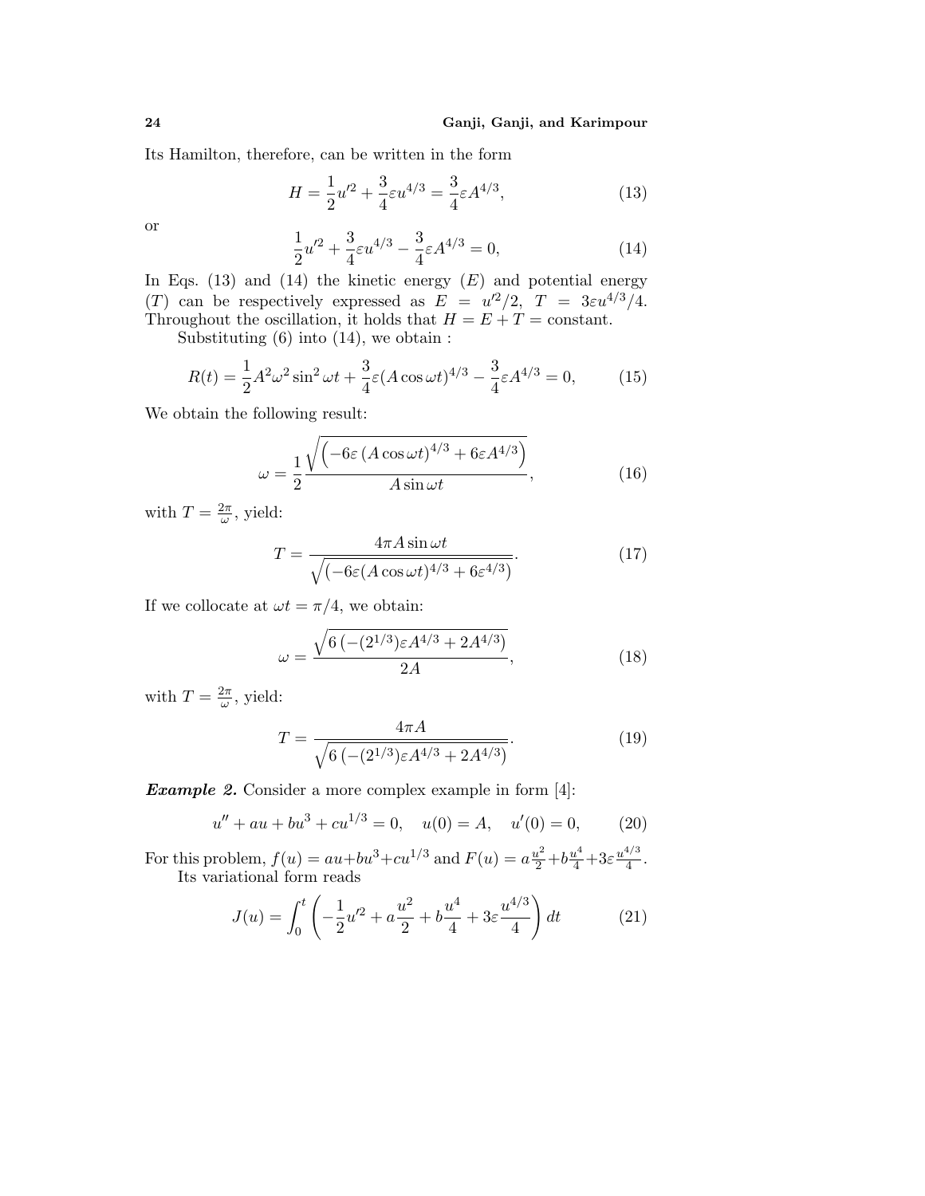Its Hamilton, therefore, can be written in the form

$$H = \frac{1}{2}u'^2 + \frac{3}{4}\varepsilon u^{4/3} = \frac{3}{4}\varepsilon A^{4/3}, \tag{13}$$

or

$$\frac{1}{2}u'^2 + \frac{3}{4}\varepsilon u^{4/3} - \frac{3}{4}\varepsilon A^{4/3} = 0, \tag{14}$$

In Eqs. (13) and (14) the kinetic energy ($E$) and potential energy ($T$) can be respectively expressed as $E = u'^2/2$, $T = 3\varepsilon u^{4/3}/4$. Throughout the oscillation, it holds that $H = E + T =$ constant.

Substituting (6) into (14), we obtain :

$$R(t) = \frac{1}{2}A^2\omega^2 \sin^2 \omega t + \frac{3}{4}\varepsilon (A\cos\omega t)^{4/3} - \frac{3}{4}\varepsilon A^{4/3} = 0, \tag{15}$$

We obtain the following result:

$$\omega = \frac{1}{2}\frac{\sqrt{\left(-6\varepsilon\,(A\cos\omega t)^{4/3} + 6\varepsilon A^{4/3}\right)}}{A\sin\omega t}, \tag{16}$$

with $T = \frac{2\pi}{\omega}$, yield:

$$T = \frac{4\pi A \sin\omega t}{\sqrt{\left(-6\varepsilon (A\cos\omega t)^{4/3} + 6\varepsilon^{4/3}\right)}}. \tag{17}$$

If we collocate at $\omega t = \pi/4$, we obtain:

$$\omega = \frac{\sqrt{6\left(-(2^{1/3})\varepsilon A^{4/3} + 2A^{4/3}\right)}}{2A}, \tag{18}$$

with $T = \frac{2\pi}{\omega}$, yield:

$$T = \frac{4\pi A}{\sqrt{6\left(-(2^{1/3})\varepsilon A^{4/3} + 2A^{4/3}\right)}}. \tag{19}$$

***Example 2.*** Consider a more complex example in form [4]:

$$u'' + au + bu^3 + cu^{1/3} = 0, \quad u(0) = A, \quad u'(0) = 0, \tag{20}$$

For this problem, $f(u) = au + bu^3 + cu^{1/3}$ and $F(u) = a\frac{u^2}{2} + b\frac{u^4}{4} + 3\varepsilon\frac{u^{4/3}}{4}$.

Its variational form reads

$$J(u) = \int_0^t \left(-\frac{1}{2}u'^2 + a\frac{u^2}{2} + b\frac{u^4}{4} + 3\varepsilon\frac{u^{4/3}}{4}\right) dt \tag{21}$$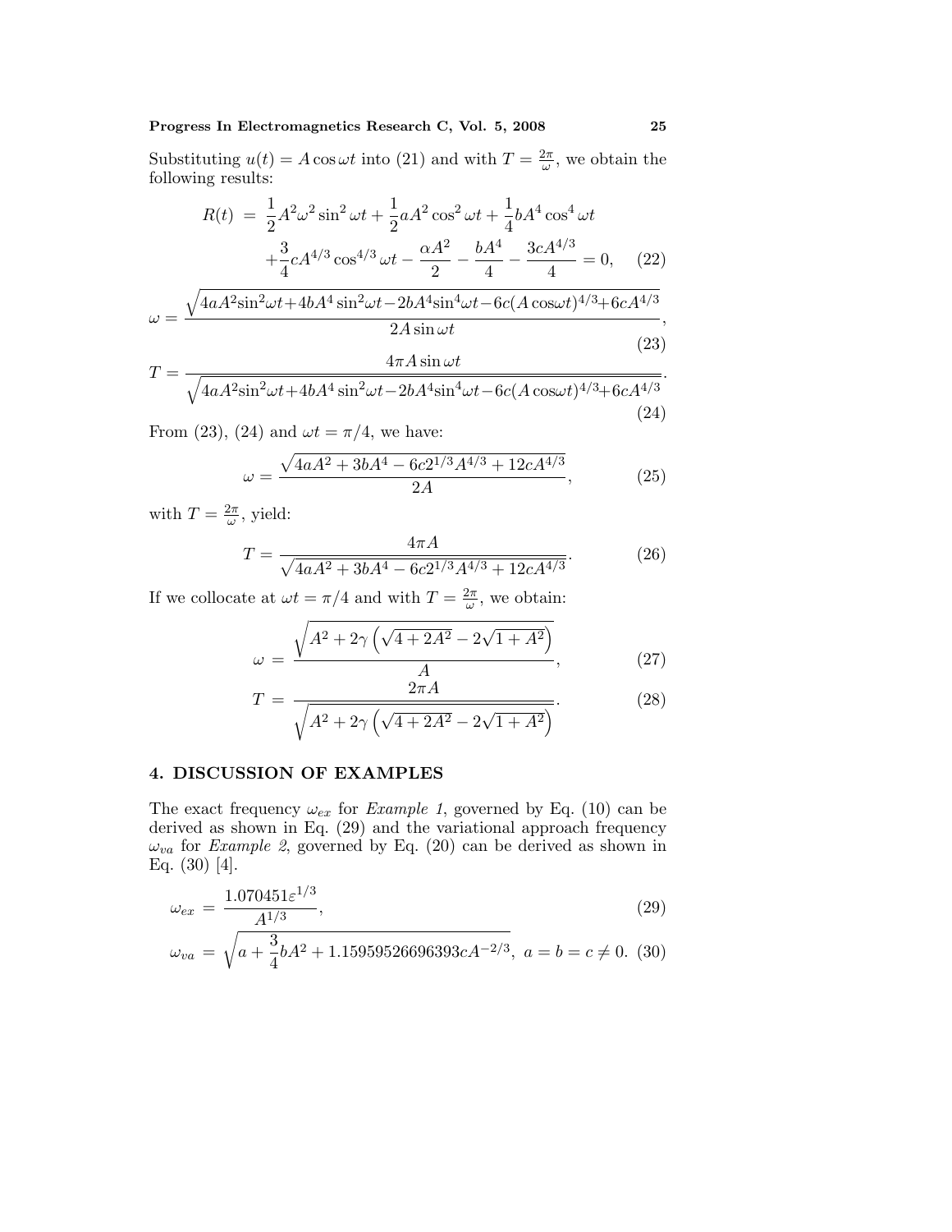Substituting $u(t) = A\cos\omega t$ into (21) and with $T = \frac{2\pi}{\omega}$, we obtain the following results:

$$
\begin{aligned}
R(t) \;=\; & \frac{1}{2}A^2\omega^2\sin^2\omega t + \frac{1}{2}aA^2\cos^2\omega t + \frac{1}{4}bA^4\cos^4\omega t \\
& + \frac{3}{4}cA^{4/3}\cos^{4/3}\omega t - \frac{\alpha A^2}{2} - \frac{bA^4}{4} - \frac{3cA^{4/3}}{4} = 0,
\end{aligned}
\tag{22}
$$

$$
\omega = \frac{\sqrt{4aA^2\sin^2\omega t + 4bA^4\sin^2\omega t - 2bA^4\sin^4\omega t - 6c(A\cos\omega t)^{4/3} + 6cA^{4/3}}}{2A\sin\omega t},
\tag{23}
$$

$$
T = \frac{4\pi A\sin\omega t}{\sqrt{4aA^2\sin^2\omega t + 4bA^4\sin^2\omega t - 2bA^4\sin^4\omega t - 6c(A\cos\omega t)^{4/3} + 6cA^{4/3}}}.
\tag{24}
$$

From (23), (24) and $\omega t = \pi/4$, we have:

$$
\omega = \frac{\sqrt{4aA^2 + 3bA^4 - 6c2^{1/3}A^{4/3} + 12cA^{4/3}}}{2A},
\tag{25}
$$

with $T = \frac{2\pi}{\omega}$, yield:

$$
T = \frac{4\pi A}{\sqrt{4aA^2 + 3bA^4 - 6c2^{1/3}A^{4/3} + 12cA^{4/3}}}.
\tag{26}
$$

If we collocate at $\omega t = \pi/4$ and with $T = \frac{2\pi}{\omega}$, we obtain:

$$
\omega = \frac{\sqrt{A^2 + 2\gamma\left(\sqrt{4 + 2A^2} - 2\sqrt{1 + A^2}\right)}}{A},
\tag{27}
$$

$$
T = \frac{2\pi A}{\sqrt{A^2 + 2\gamma\left(\sqrt{4 + 2A^2} - 2\sqrt{1 + A^2}\right)}}.
\tag{28}
$$

## 4. DISCUSSION OF EXAMPLES

The exact frequency $\omega_{ex}$ for *Example 1*, governed by Eq. (10) can be derived as shown in Eq. (29) and the variational approach frequency $\omega_{va}$ for *Example 2*, governed by Eq. (20) can be derived as shown in Eq. (30) [4].

$$
\omega_{ex} = \frac{1.070451\varepsilon^{1/3}}{A^{1/3}},
\tag{29}
$$

$$
\omega_{va} = \sqrt{a + \frac{3}{4}bA^2 + 1.15959526696393cA^{-2/3}}, \; a = b = c \neq 0.
\tag{30}
$$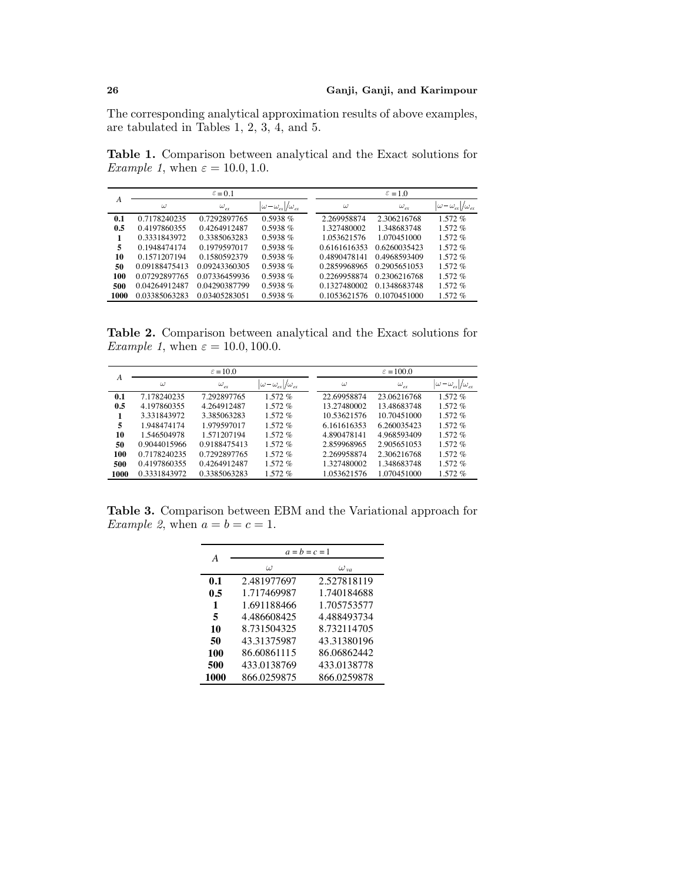The corresponding analytical approximation results of above examples, are tabulated in Tables 1, 2, 3, 4, and 5.

**Table 1.** Comparison between analytical and the Exact solutions for *Example 1*, when $\varepsilon = 10.0, 1.0$.

| $A$ | $\varepsilon = 0.1$ | | | $\varepsilon = 1.0$ | | |
|---|---|---|---|---|---|---|
| | $\omega$ | $\omega_{ex}$ | $\lvert\omega - \omega_{ex}\rvert/\omega_{ex}$ | $\omega$ | $\omega_{ex}$ | $\lvert\omega - \omega_{ex}\rvert/\omega_{ex}$ |
| **0.1** | 0.7178240235 | 0.7292897765 | 0.5938 % | 2.269958874 | 2.306216768 | 1.572 % |
| **0.5** | 0.4197860355 | 0.4264912487 | 0.5938 % | 1.327480002 | 1.348683748 | 1.572 % |
| **1** | 0.3331843972 | 0.3385063283 | 0.5938 % | 1.053621576 | 1.070451000 | 1.572 % |
| **5** | 0.1948474174 | 0.1979597017 | 0.5938 % | 0.6161616353 | 0.6260035423 | 1.572 % |
| **10** | 0.1571207194 | 0.1580592379 | 0.5938 % | 0.4890478141 | 0.4968593409 | 1.572 % |
| **50** | 0.09188475413 | 0.09243360305 | 0.5938 % | 0.2859968965 | 0.2905651053 | 1.572 % |
| **100** | 0.07292897765 | 0.07336459936 | 0.5938 % | 0.2269958874 | 0.2306216768 | 1.572 % |
| **500** | 0.04264912487 | 0.04290387799 | 0.5938 % | 0.1327480002 | 0.1348683748 | 1.572 % |
| **1000** | 0.03385063283 | 0.03405283051 | 0.5938 % | 0.1053621576 | 0.1070451000 | 1.572 % |

**Table 2.** Comparison between analytical and the Exact solutions for *Example 1*, when $\varepsilon = 10.0, 100.0$.

| $A$ | $\varepsilon = 10.0$ | | | $\varepsilon = 100.0$ | | |
|---|---|---|---|---|---|---|
| | $\omega$ | $\omega_{ex}$ | $\lvert\omega - \omega_{ex}\rvert/\omega_{ex}$ | $\omega$ | $\omega_{ex}$ | $\lvert\omega - \omega_{ex}\rvert/\omega_{ex}$ |
| **0.1** | 7.178240235 | 7.292897765 | 1.572 % | 22.69958874 | 23.06216768 | 1.572 % |
| **0.5** | 4.197860355 | 4.264912487 | 1.572 % | 13.27480002 | 13.48683748 | 1.572 % |
| **1** | 3.331843972 | 3.385063283 | 1.572 % | 10.53621576 | 10.70451000 | 1.572 % |
| **5** | 1.948474174 | 1.979597017 | 1.572 % | 6.161616353 | 6.260035423 | 1.572 % |
| **10** | 1.546504978 | 1.571207194 | 1.572 % | 4.890478141 | 4.968593409 | 1.572 % |
| **50** | 0.9044015966 | 0.9188475413 | 1.572 % | 2.859968965 | 2.905651053 | 1.572 % |
| **100** | 0.7178240235 | 0.7292897765 | 1.572 % | 2.269958874 | 2.306216768 | 1.572 % |
| **500** | 0.4197860355 | 0.4264912487 | 1.572 % | 1.327480002 | 1.348683748 | 1.572 % |
| **1000** | 0.3331843972 | 0.3385063283 | 1.572 % | 1.053621576 | 1.070451000 | 1.572 % |

**Table 3.** Comparison between EBM and the Variational approach for *Example 2*, when $a = b = c = 1$.

| $A$ | $a = b = c = 1$ | |
|---|---|---|
| | $\omega$ | $\omega_{va}$ |
| **0.1** | 2.481977697 | 2.527818119 |
| **0.5** | 1.717469987 | 1.740184688 |
| **1** | 1.691188466 | 1.705753577 |
| **5** | 4.486608425 | 4.488493734 |
| **10** | 8.731504325 | 8.732114705 |
| **50** | 43.31375987 | 43.31380196 |
| **100** | 86.60861115 | 86.06862442 |
| **500** | 433.0138769 | 433.0138778 |
| **1000** | 866.0259875 | 866.0259878 |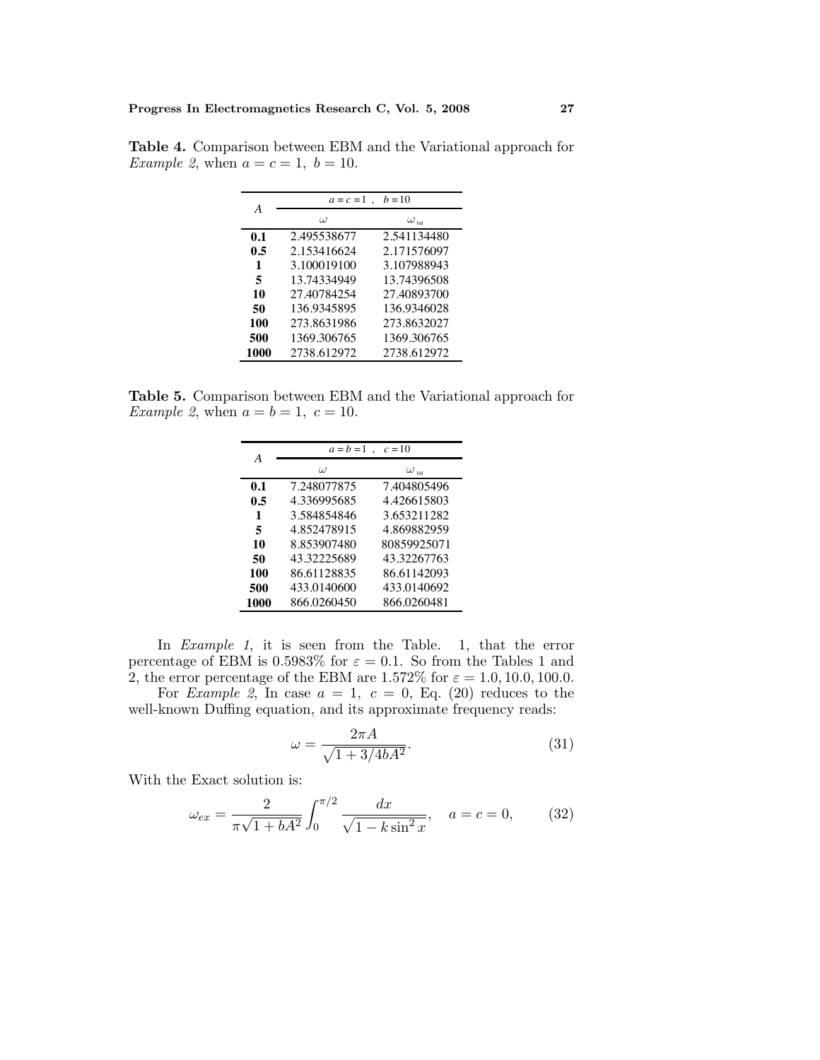**Table 4.** Comparison between EBM and the Variational approach for *Example 2*, when $a = c = 1,\ b = 10$.

| $A$ | $a = c = 1$ , $b = 10$ | |
|---|---|---|
| | $\omega$ | $\omega_{va}$ |
| **0.1** | 2.495538677 | 2.541134480 |
| **0.5** | 2.153416624 | 2.171576097 |
| **1** | 3.100019100 | 3.107988943 |
| **5** | 13.74334949 | 13.74396508 |
| **10** | 27.40784254 | 27.40893700 |
| **50** | 136.9345895 | 136.9346028 |
| **100** | 273.8631986 | 273.8632027 |
| **500** | 1369.306765 | 1369.306765 |
| **1000** | 2738.612972 | 2738.612972 |

**Table 5.** Comparison between EBM and the Variational approach for *Example 2*, when $a = b = 1,\ c = 10$.

| $A$ | $a = b = 1$ , $c = 10$ | |
|---|---|---|
| | $\omega$ | $\omega_{va}$ |
| **0.1** | 7.248077875 | 7.404805496 |
| **0.5** | 4.336995685 | 4.426615803 |
| **1** | 3.584854846 | 3.653211282 |
| **5** | 4.852478915 | 4.869882959 |
| **10** | 8.853907480 | 80859925071 |
| **50** | 43.32225689 | 43.32267763 |
| **100** | 86.61128835 | 86.61142093 |
| **500** | 433.0140600 | 433.0140692 |
| **1000** | 866.0260450 | 866.0260481 |

In *Example 1*, it is seen from the Table. 1, that the error percentage of EBM is 0.5983% for $\varepsilon = 0.1$. So from the Tables 1 and 2, the error percentage of the EBM are 1.572% for $\varepsilon = 1.0, 10.0, 100.0$.

For *Example 2*, In case $a = 1,\ c = 0$, Eq. (20) reduces to the well-known Duffing equation, and its approximate frequency reads:

$$\omega = \frac{2\pi A}{\sqrt{1 + 3/4bA^2}}. \tag{31}$$

With the Exact solution is:

$$\omega_{ex} = \frac{2}{\pi\sqrt{1 + bA^2}} \int_0^{\pi/2} \frac{dx}{\sqrt{1 - k\sin^2 x}}, \quad a = c = 0, \tag{32}$$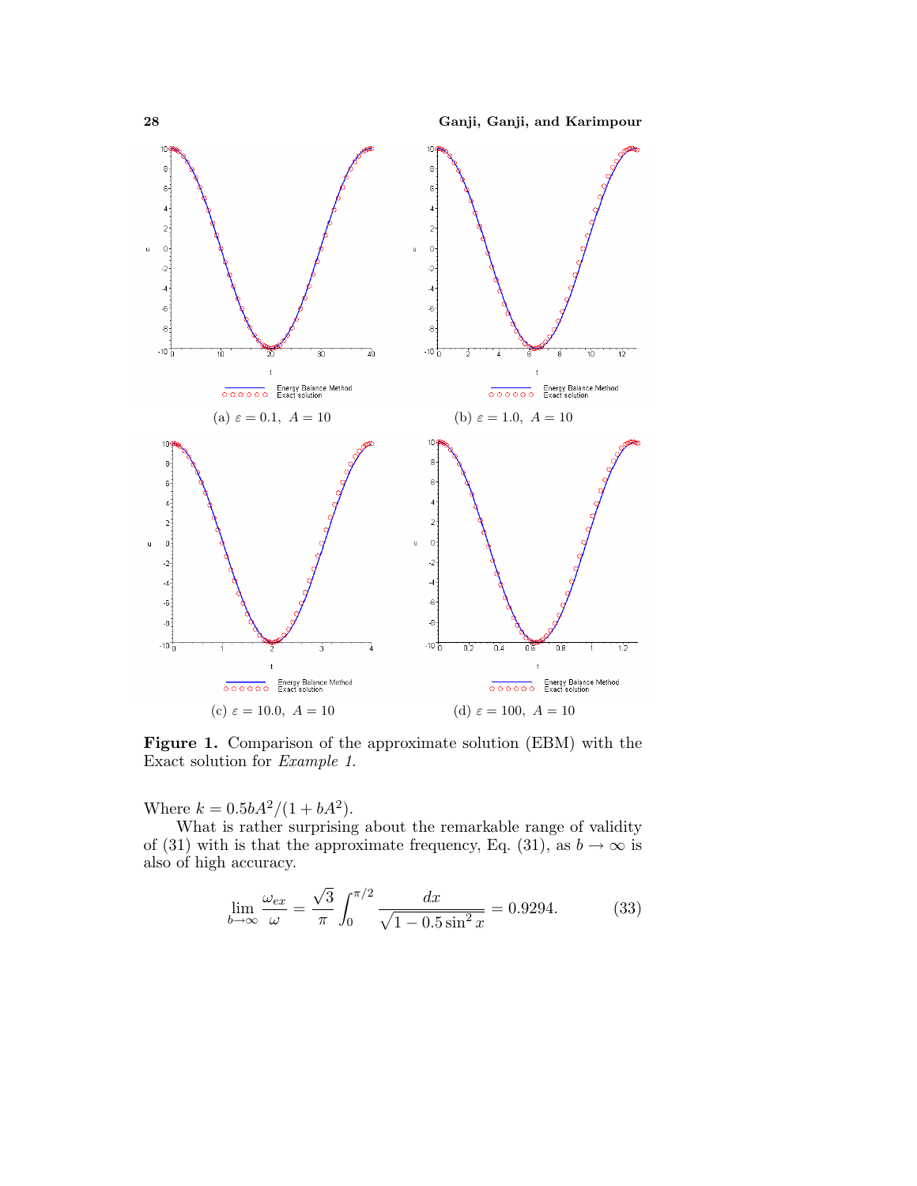(a) $\varepsilon = 0.1,\ A = 10$

(b) $\varepsilon = 1.0,\ A = 10$

(c) $\varepsilon = 10.0,\ A = 10$

(d) $\varepsilon = 100,\ A = 10$

**Figure 1.** Comparison of the approximate solution (EBM) with the Exact solution for *Example 1*.

Where $k = 0.5bA^2/(1 + bA^2)$.

What is rather surprising about the remarkable range of validity of (31) with is that the approximate frequency, Eq. (31), as $b \to \infty$ is also of high accuracy.

$$\lim_{b\to\infty} \frac{\omega_{ex}}{\omega} = \frac{\sqrt{3}}{\pi} \int_0^{\pi/2} \frac{dx}{\sqrt{1 - 0.5\sin^2 x}} = 0.9294. \tag{33}$$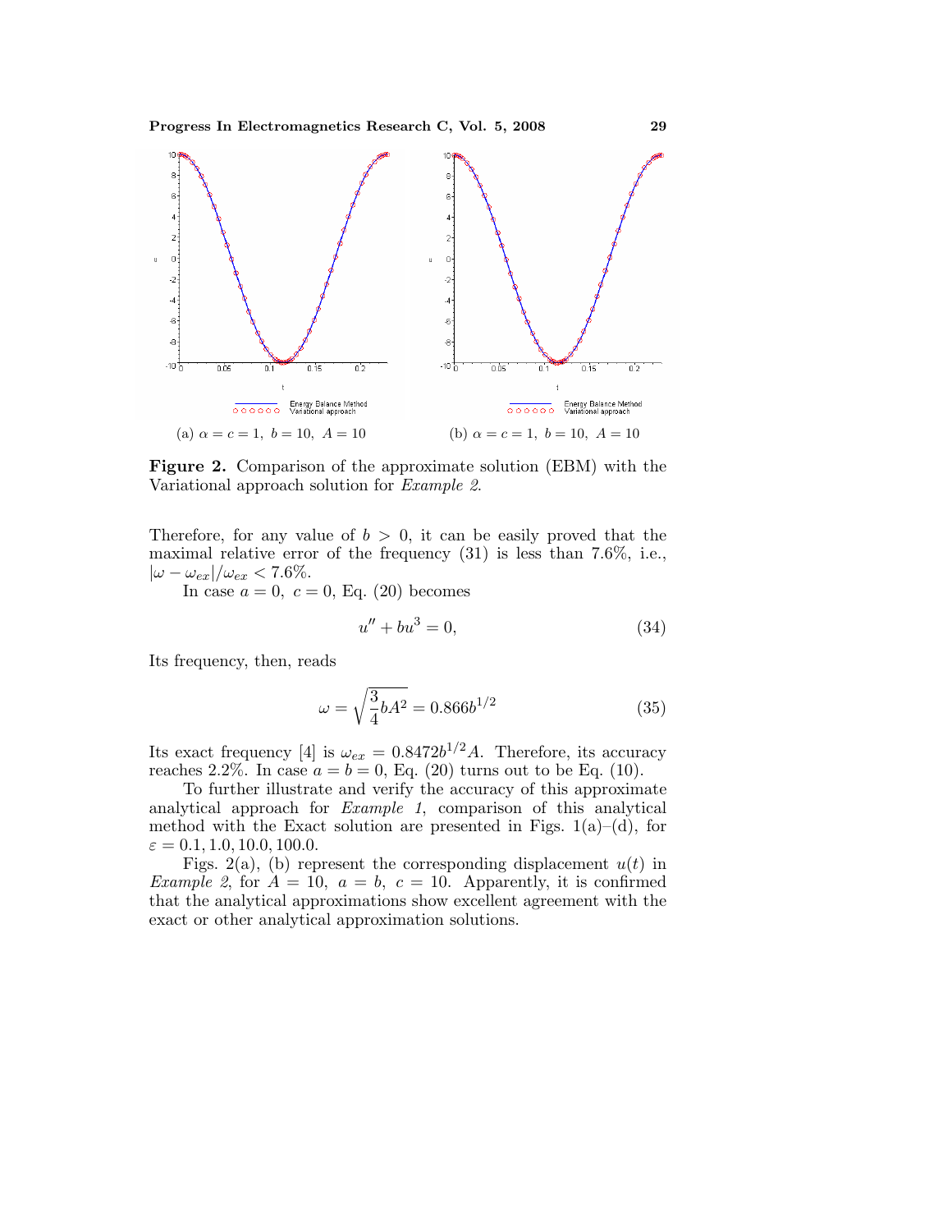(a) $\alpha = c = 1,\ b = 10,\ A = 10$

(b) $\alpha = c = 1,\ b = 10,\ A = 10$

**Figure 2.** Comparison of the approximate solution (EBM) with the Variational approach solution for *Example 2*.

Therefore, for any value of $b > 0$, it can be easily proved that the maximal relative error of the frequency (31) is less than 7.6%, i.e., $|\omega - \omega_{ex}|/\omega_{ex} < 7.6\%$.

In case $a = 0,\ c = 0$, Eq. (20) becomes

$$u'' + bu^3 = 0, \tag{34}$$

Its frequency, then, reads

$$\omega = \sqrt{\frac{3}{4}bA^2} = 0.866b^{1/2} \tag{35}$$

Its exact frequency [4] is $\omega_{ex} = 0.8472b^{1/2}A$. Therefore, its accuracy reaches 2.2%. In case $a = b = 0$, Eq. (20) turns out to be Eq. (10).

To further illustrate and verify the accuracy of this approximate analytical approach for *Example 1*, comparison of this analytical method with the Exact solution are presented in Figs. 1(a)–(d), for $\varepsilon = 0.1, 1.0, 10.0, 100.0$.

Figs. 2(a), (b) represent the corresponding displacement $u(t)$ in *Example 2*, for $A = 10,\ a = b,\ c = 10$. Apparently, it is confirmed that the analytical approximations show excellent agreement with the exact or other analytical approximation solutions.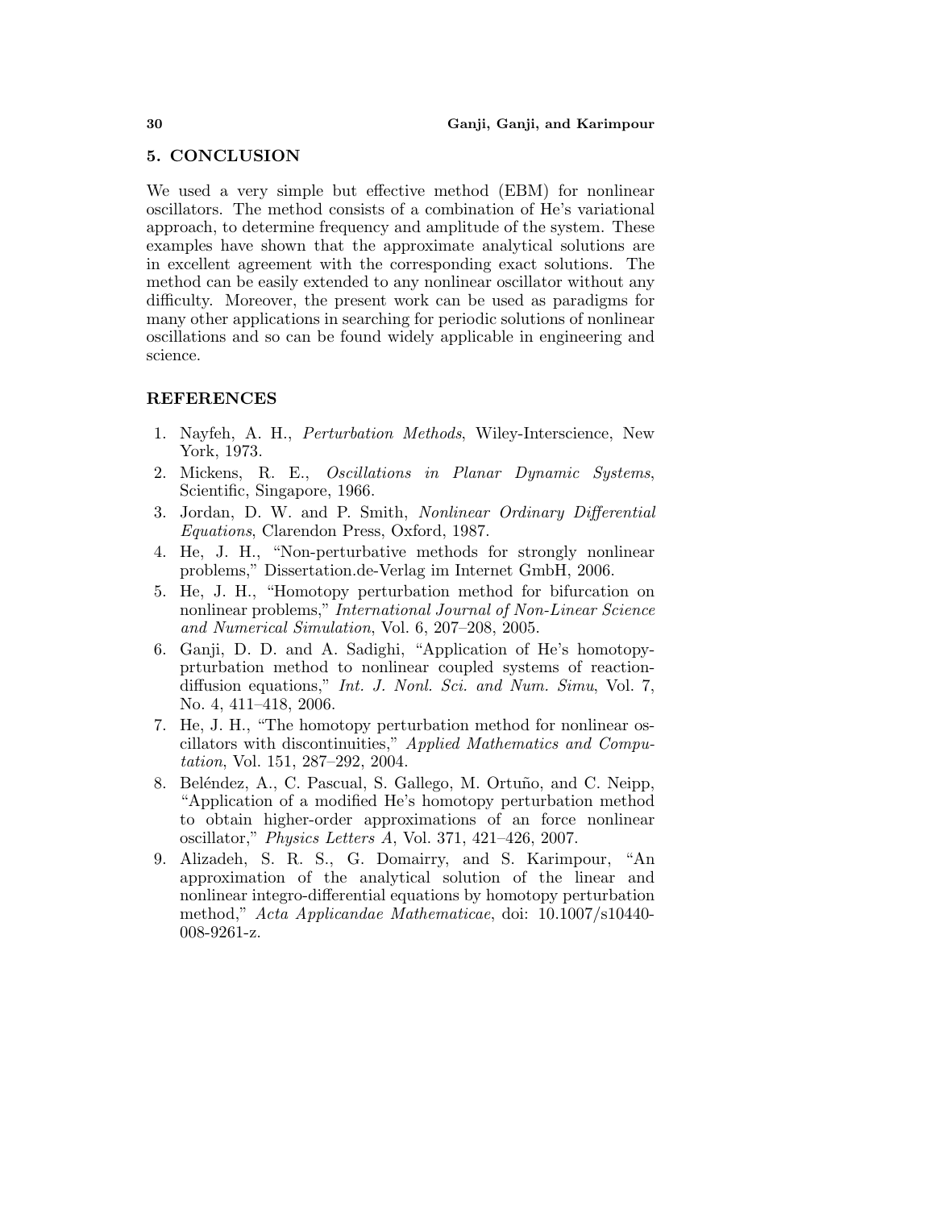## 5. CONCLUSION

We used a very simple but effective method (EBM) for nonlinear oscillators. The method consists of a combination of He's variational approach, to determine frequency and amplitude of the system. These examples have shown that the approximate analytical solutions are in excellent agreement with the corresponding exact solutions. The method can be easily extended to any nonlinear oscillator without any difficulty. Moreover, the present work can be used as paradigms for many other applications in searching for periodic solutions of nonlinear oscillations and so can be found widely applicable in engineering and science.

## REFERENCES

1. Nayfeh, A. H., *Perturbation Methods*, Wiley-Interscience, New York, 1973.
2. Mickens, R. E., *Oscillations in Planar Dynamic Systems*, Scientific, Singapore, 1966.
3. Jordan, D. W. and P. Smith, *Nonlinear Ordinary Differential Equations*, Clarendon Press, Oxford, 1987.
4. He, J. H., "Non-perturbative methods for strongly nonlinear problems," Dissertation.de-Verlag im Internet GmbH, 2006.
5. He, J. H., "Homotopy perturbation method for bifurcation on nonlinear problems," *International Journal of Non-Linear Science and Numerical Simulation*, Vol. 6, 207–208, 2005.
6. Ganji, D. D. and A. Sadighi, "Application of He's homotopy-prturbation method to nonlinear coupled systems of reaction-diffusion equations," *Int. J. Nonl. Sci. and Num. Simu*, Vol. 7, No. 4, 411–418, 2006.
7. He, J. H., "The homotopy perturbation method for nonlinear oscillators with discontinuities," *Applied Mathematics and Computation*, Vol. 151, 287–292, 2004.
8. Beléndez, A., C. Pascual, S. Gallego, M. Ortuño, and C. Neipp, "Application of a modified He's homotopy perturbation method to obtain higher-order approximations of an force nonlinear oscillator," *Physics Letters A*, Vol. 371, 421–426, 2007.
9. Alizadeh, S. R. S., G. Domairry, and S. Karimpour, "An approximation of the analytical solution of the linear and nonlinear integro-differential equations by homotopy perturbation method," *Acta Applicandae Mathematicae*, doi: 10.1007/s10440-008-9261-z.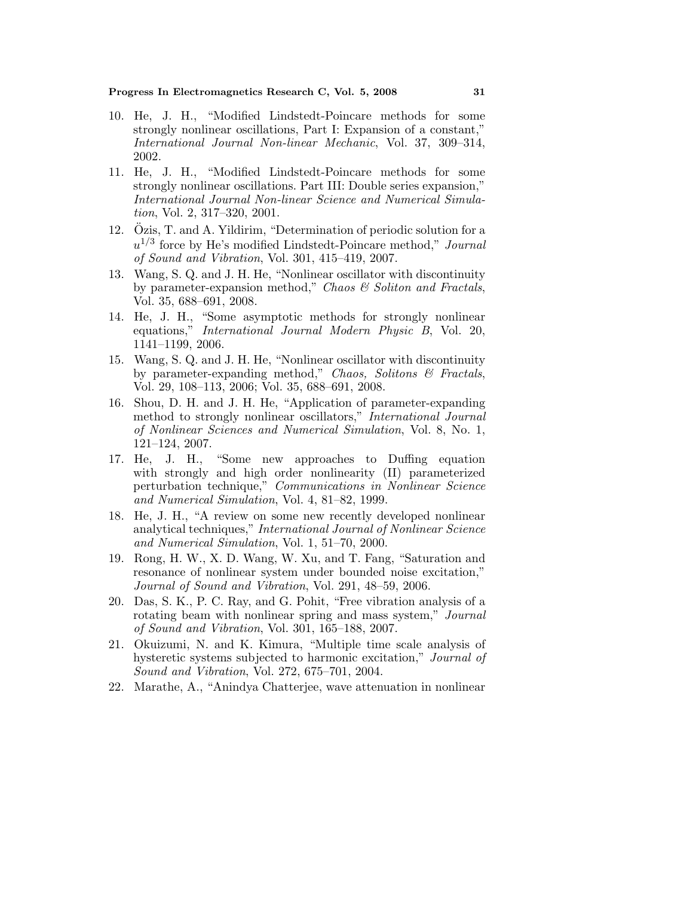10. He, J. H., "Modified Lindstedt-Poincare methods for some strongly nonlinear oscillations, Part I: Expansion of a constant," *International Journal Non-linear Mechanic*, Vol. 37, 309–314, 2002.
11. He, J. H., "Modified Lindstedt-Poincare methods for some strongly nonlinear oscillations. Part III: Double series expansion," *International Journal Non-linear Science and Numerical Simulation*, Vol. 2, 317–320, 2001.
12. Özis, T. and A. Yildirim, "Determination of periodic solution for a $u^{1/3}$ force by He's modified Lindstedt-Poincare method," *Journal of Sound and Vibration*, Vol. 301, 415–419, 2007.
13. Wang, S. Q. and J. H. He, "Nonlinear oscillator with discontinuity by parameter-expansion method," *Chaos & Soliton and Fractals*, Vol. 35, 688–691, 2008.
14. He, J. H., "Some asymptotic methods for strongly nonlinear equations," *International Journal Modern Physic B*, Vol. 20, 1141–1199, 2006.
15. Wang, S. Q. and J. H. He, "Nonlinear oscillator with discontinuity by parameter-expanding method," *Chaos, Solitons & Fractals*, Vol. 29, 108–113, 2006; Vol. 35, 688–691, 2008.
16. Shou, D. H. and J. H. He, "Application of parameter-expanding method to strongly nonlinear oscillators," *International Journal of Nonlinear Sciences and Numerical Simulation*, Vol. 8, No. 1, 121–124, 2007.
17. He, J. H., "Some new approaches to Duffing equation with strongly and high order nonlinearity (II) parameterized perturbation technique," *Communications in Nonlinear Science and Numerical Simulation*, Vol. 4, 81–82, 1999.
18. He, J. H., "A review on some new recently developed nonlinear analytical techniques," *International Journal of Nonlinear Science and Numerical Simulation*, Vol. 1, 51–70, 2000.
19. Rong, H. W., X. D. Wang, W. Xu, and T. Fang, "Saturation and resonance of nonlinear system under bounded noise excitation," *Journal of Sound and Vibration*, Vol. 291, 48–59, 2006.
20. Das, S. K., P. C. Ray, and G. Pohit, "Free vibration analysis of a rotating beam with nonlinear spring and mass system," *Journal of Sound and Vibration*, Vol. 301, 165–188, 2007.
21. Okuizumi, N. and K. Kimura, "Multiple time scale analysis of hysteretic systems subjected to harmonic excitation," *Journal of Sound and Vibration*, Vol. 272, 675–701, 2004.
22. Marathe, A., "Anindya Chatterjee, wave attenuation in nonlinear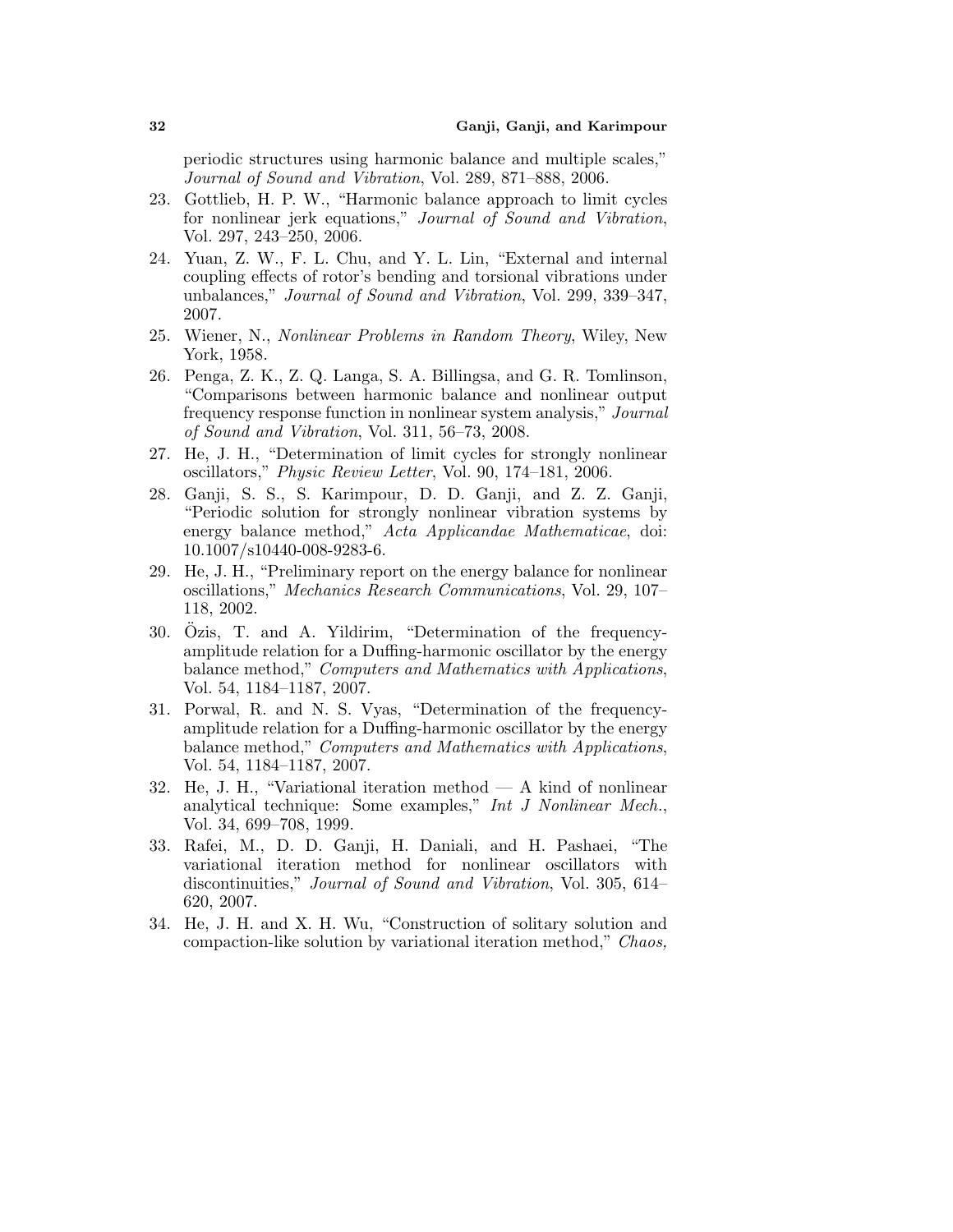periodic structures using harmonic balance and multiple scales," *Journal of Sound and Vibration*, Vol. 289, 871–888, 2006.

23. Gottlieb, H. P. W., "Harmonic balance approach to limit cycles for nonlinear jerk equations," *Journal of Sound and Vibration*, Vol. 297, 243–250, 2006.
24. Yuan, Z. W., F. L. Chu, and Y. L. Lin, "External and internal coupling effects of rotor's bending and torsional vibrations under unbalances," *Journal of Sound and Vibration*, Vol. 299, 339–347, 2007.
25. Wiener, N., *Nonlinear Problems in Random Theory*, Wiley, New York, 1958.
26. Penga, Z. K., Z. Q. Langa, S. A. Billingsa, and G. R. Tomlinson, "Comparisons between harmonic balance and nonlinear output frequency response function in nonlinear system analysis," *Journal of Sound and Vibration*, Vol. 311, 56–73, 2008.
27. He, J. H., "Determination of limit cycles for strongly nonlinear oscillators," *Physic Review Letter*, Vol. 90, 174–181, 2006.
28. Ganji, S. S., S. Karimpour, D. D. Ganji, and Z. Z. Ganji, "Periodic solution for strongly nonlinear vibration systems by energy balance method," *Acta Applicandae Mathematicae*, doi: 10.1007/s10440-008-9283-6.
29. He, J. H., "Preliminary report on the energy balance for nonlinear oscillations," *Mechanics Research Communications*, Vol. 29, 107–118, 2002.
30. Özis, T. and A. Yildirim, "Determination of the frequency-amplitude relation for a Duffing-harmonic oscillator by the energy balance method," *Computers and Mathematics with Applications*, Vol. 54, 1184–1187, 2007.
31. Porwal, R. and N. S. Vyas, "Determination of the frequency-amplitude relation for a Duffing-harmonic oscillator by the energy balance method," *Computers and Mathematics with Applications*, Vol. 54, 1184–1187, 2007.
32. He, J. H., "Variational iteration method — A kind of nonlinear analytical technique: Some examples," *Int J Nonlinear Mech.*, Vol. 34, 699–708, 1999.
33. Rafei, M., D. D. Ganji, H. Daniali, and H. Pashaei, "The variational iteration method for nonlinear oscillators with discontinuities," *Journal of Sound and Vibration*, Vol. 305, 614–620, 2007.
34. He, J. H. and X. H. Wu, "Construction of solitary solution and compaction-like solution by variational iteration method," *Chaos,*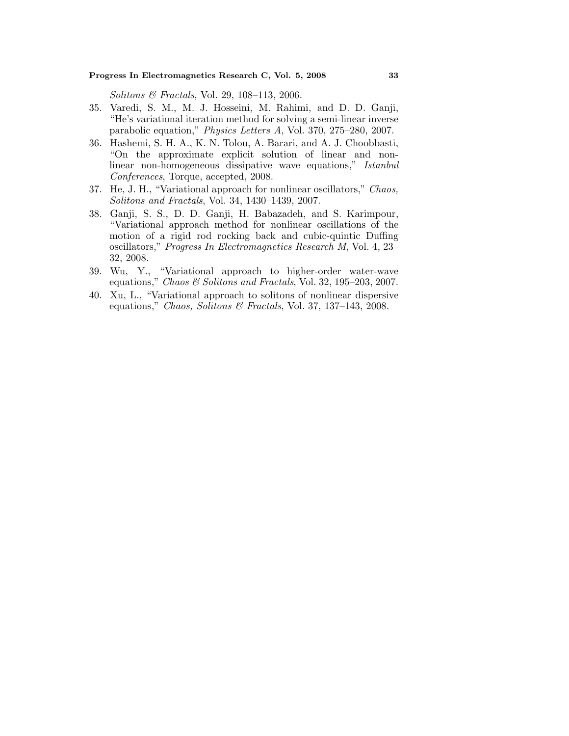*Solitons & Fractals*, Vol. 29, 108–113, 2006.

35. Varedi, S. M., M. J. Hosseini, M. Rahimi, and D. D. Ganji, "He's variational iteration method for solving a semi-linear inverse parabolic equation," *Physics Letters A*, Vol. 370, 275–280, 2007.
36. Hashemi, S. H. A., K. N. Tolou, A. Barari, and A. J. Choobbasti, "On the approximate explicit solution of linear and non-linear non-homogeneous dissipative wave equations," *Istanbul Conferences*, Torque, accepted, 2008.
37. He, J. H., "Variational approach for nonlinear oscillators," *Chaos, Solitons and Fractals*, Vol. 34, 1430–1439, 2007.
38. Ganji, S. S., D. D. Ganji, H. Babazadeh, and S. Karimpour, "Variational approach method for nonlinear oscillations of the motion of a rigid rod rocking back and cubic-quintic Duffing oscillators," *Progress In Electromagnetics Research M*, Vol. 4, 23–32, 2008.
39. Wu, Y., "Variational approach to higher-order water-wave equations," *Chaos & Solitons and Fractals*, Vol. 32, 195–203, 2007.
40. Xu, L., "Variational approach to solitons of nonlinear dispersive equations," *Chaos, Solitons & Fractals*, Vol. 37, 137–143, 2008.